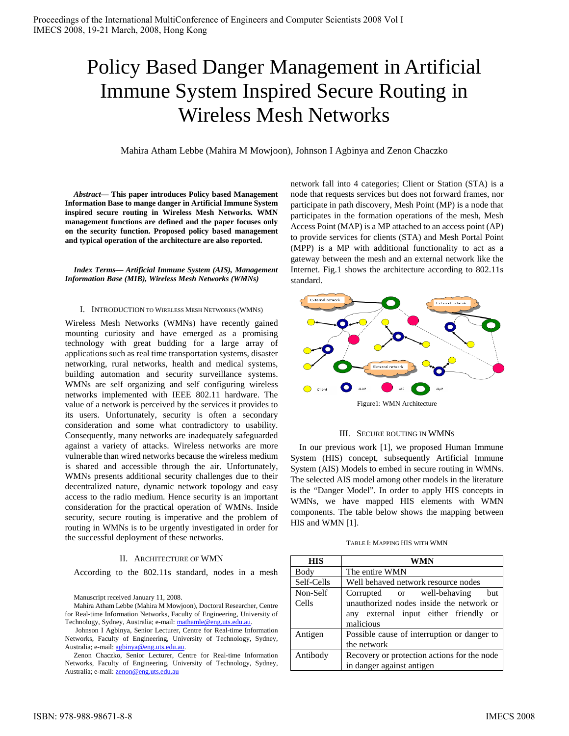# Policy Based Danger Management in Artificial Immune System Inspired Secure Routing in Wireless Mesh Networks

Mahira Atham Lebbe (Mahira M Mowjoon), Johnson I Agbinya and Zenon Chaczko

***Abstract*— This paper introduces Policy based Management Information Base to mange danger in Artificial Immune System inspired secure routing in Wireless Mesh Networks. WMN management functions are defined and the paper focuses only on the security function. Proposed policy based management and typical operation of the architecture are also reported.**

***Index Terms*— *Artificial Immune System (AIS), Management Information Base (MIB), Wireless Mesh Networks (WMNs)***

## I. Introduction to Wireless Mesh Networks (WMNs)

Wireless Mesh Networks (WMNs) have recently gained mounting curiosity and have emerged as a promising technology with great budding for a large array of applications such as real time transportation systems, disaster networking, rural networks, health and medical systems, building automation and security surveillance systems. WMNs are self organizing and self configuring wireless networks implemented with IEEE 802.11 hardware. The value of a network is perceived by the services it provides to its users. Unfortunately, security is often a secondary consideration and some what contradictory to usability. Consequently, many networks are inadequately safeguarded against a variety of attacks. Wireless networks are more vulnerable than wired networks because the wireless medium is shared and accessible through the air. Unfortunately, WMNs presents additional security challenges due to their decentralized nature, dynamic network topology and easy access to the radio medium. Hence security is an important consideration for the practical operation of WMNs. Inside security, secure routing is imperative and the problem of routing in WMNs is to be urgently investigated in order for the successful deployment of these networks.

## II. Architecture of WMN

According to the 802.11s standard, nodes in a mesh network fall into 4 categories; Client or Station (STA) is a node that requests services but does not forward frames, nor participate in path discovery, Mesh Point (MP) is a node that participates in the formation operations of the mesh, Mesh Access Point (MAP) is a MP attached to an access point (AP) to provide services for clients (STA) and Mesh Portal Point (MPP) is a MP with additional functionality to act as a gateway between the mesh and an external network like the Internet. Fig.1 shows the architecture according to 802.11s standard.

Figure1: WMN Architecture

## III. Secure Routing in WMNs

In our previous work [1], we proposed Human Immune System (HIS) concept, subsequently Artificial Immune System (AIS) Models to embed in secure routing in WMNs. The selected AIS model among other models in the literature is the "Danger Model". In order to apply HIS concepts in WMNs, we have mapped HIS elements with WMN components. The table below shows the mapping between HIS and WMN [1].

TABLE I: Mapping HIS with WMN

| HIS | WMN |
|---|---|
| Body | The entire WMN |
| Self-Cells | Well behaved network resource nodes |
| Non-Self Cells | Corrupted or well-behaving but unauthorized nodes inside the network or any external input either friendly or malicious |
| Antigen | Possible cause of interruption or danger to the network |
| Antibody | Recovery or protection actions for the node in danger against antigen |

Manuscript received January 11, 2008.

Mahira Atham Lebbe (Mahira M Mowjoon), Doctoral Researcher, Centre for Real-time Information Networks, Faculty of Engineering, University of Technology, Sydney, Australia; e-mail: mathamle@eng.uts.edu.au.

Johnson I Agbinya, Senior Lecturer, Centre for Real-time Information Networks, Faculty of Engineering, University of Technology, Sydney, Australia; e-mail: agbinya@eng.uts.edu.au.

Zenon Chaczko, Senior Lecturer, Centre for Real-time Information Networks, Faculty of Engineering, University of Technology, Sydney, Australia; e-mail: zenon@eng.uts.edu.au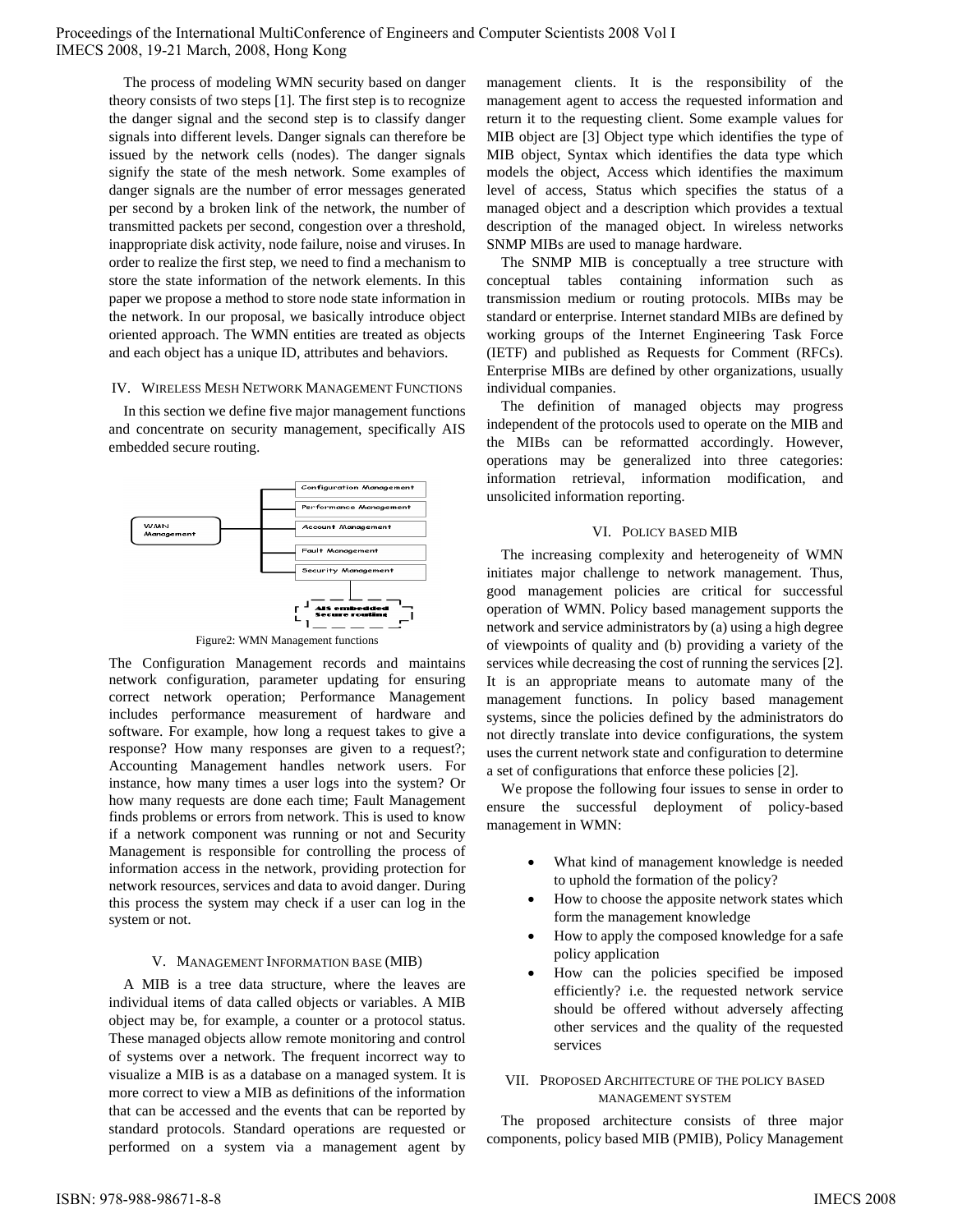The process of modeling WMN security based on danger theory consists of two steps [1]. The first step is to recognize the danger signal and the second step is to classify danger signals into different levels. Danger signals can therefore be issued by the network cells (nodes). The danger signals signify the state of the mesh network. Some examples of danger signals are the number of error messages generated per second by a broken link of the network, the number of transmitted packets per second, congestion over a threshold, inappropriate disk activity, node failure, noise and viruses. In order to realize the first step, we need to find a mechanism to store the state information of the network elements. In this paper we propose a method to store node state information in the network. In our proposal, we basically introduce object oriented approach. The WMN entities are treated as objects and each object has a unique ID, attributes and behaviors.

## IV. Wireless Mesh Network Management Functions

In this section we define five major management functions and concentrate on security management, specifically AIS embedded secure routing.

Figure2: WMN Management functions

The Configuration Management records and maintains network configuration, parameter updating for ensuring correct network operation; Performance Management includes performance measurement of hardware and software. For example, how long a request takes to give a response? How many responses are given to a request?; Accounting Management handles network users. For instance, how many times a user logs into the system? Or how many requests are done each time; Fault Management finds problems or errors from network. This is used to know if a network component was running or not and Security Management is responsible for controlling the process of information access in the network, providing protection for network resources, services and data to avoid danger. During this process the system may check if a user can log in the system or not.

## V. Management Information base (MIB)

A MIB is a tree data structure, where the leaves are individual items of data called objects or variables. A MIB object may be, for example, a counter or a protocol status. These managed objects allow remote monitoring and control of systems over a network. The frequent incorrect way to visualize a MIB is as a database on a managed system. It is more correct to view a MIB as definitions of the information that can be accessed and the events that can be reported by standard protocols. Standard operations are requested or performed on a system via a management agent by management clients. It is the responsibility of the management agent to access the requested information and return it to the requesting client. Some example values for MIB object are [3] Object type which identifies the type of MIB object, Syntax which identifies the data type which models the object, Access which identifies the maximum level of access, Status which specifies the status of a managed object and a description which provides a textual description of the managed object. In wireless networks SNMP MIBs are used to manage hardware.

The SNMP MIB is conceptually a tree structure with conceptual tables containing information such as transmission medium or routing protocols. MIBs may be standard or enterprise. Internet standard MIBs are defined by working groups of the Internet Engineering Task Force (IETF) and published as Requests for Comment (RFCs). Enterprise MIBs are defined by other organizations, usually individual companies.

The definition of managed objects may progress independent of the protocols used to operate on the MIB and the MIBs can be reformatted accordingly. However, operations may be generalized into three categories: information retrieval, information modification, and unsolicited information reporting.

## VI. Policy based MIB

The increasing complexity and heterogeneity of WMN initiates major challenge to network management. Thus, good management policies are critical for successful operation of WMN. Policy based management supports the network and service administrators by (a) using a high degree of viewpoints of quality and (b) providing a variety of the services while decreasing the cost of running the services [2]. It is an appropriate means to automate many of the management functions. In policy based management systems, since the policies defined by the administrators do not directly translate into device configurations, the system uses the current network state and configuration to determine a set of configurations that enforce these policies [2].

We propose the following four issues to sense in order to ensure the successful deployment of policy-based management in WMN:

- What kind of management knowledge is needed to uphold the formation of the policy?
- How to choose the apposite network states which form the management knowledge
- How to apply the composed knowledge for a safe policy application
- How can the policies specified be imposed efficiently? i.e. the requested network service should be offered without adversely affecting other services and the quality of the requested services

## VII. Proposed Architecture of the Policy Based Management System

The proposed architecture consists of three major components, policy based MIB (PMIB), Policy Management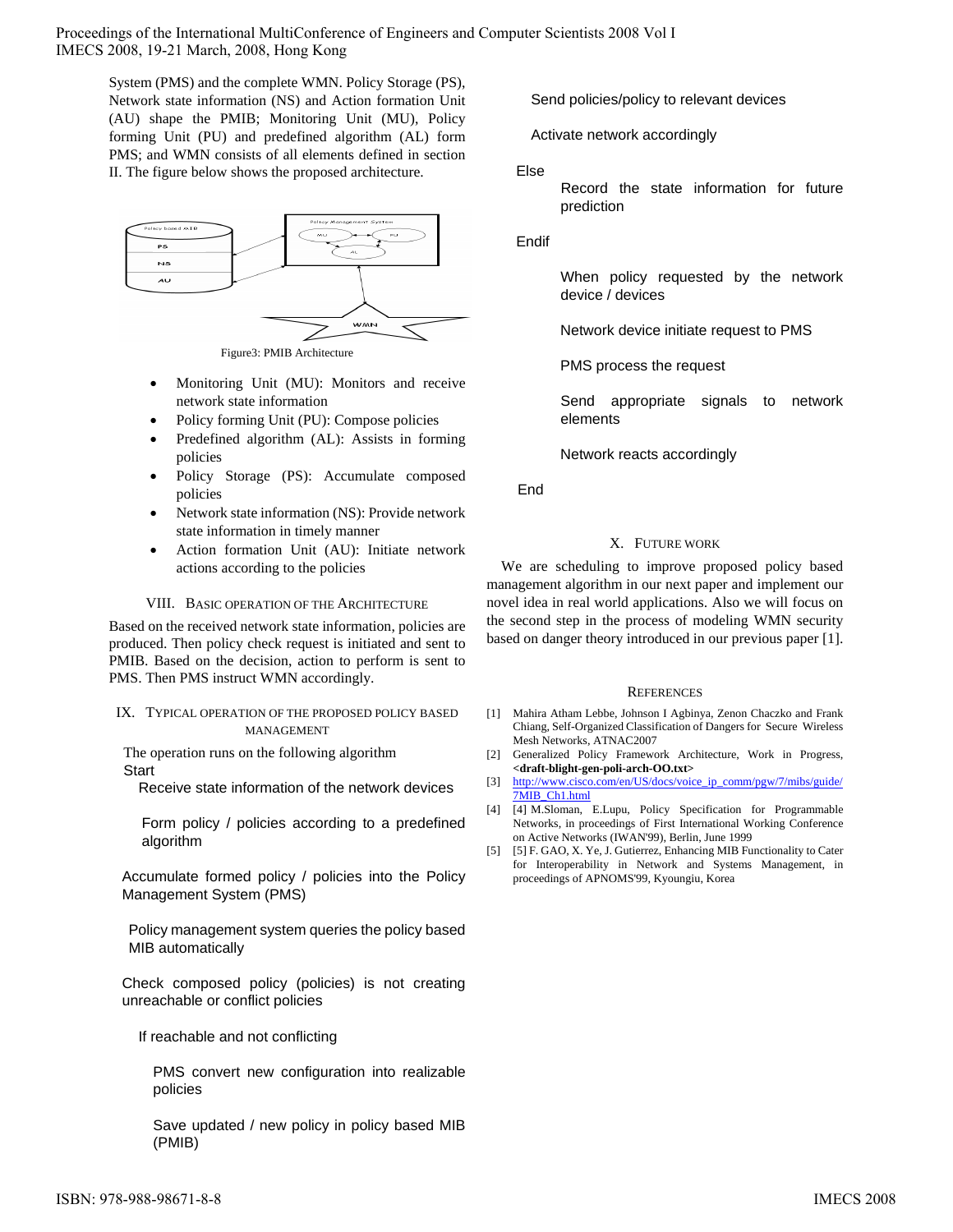System (PMS) and the complete WMN. Policy Storage (PS), Network state information (NS) and Action formation Unit (AU) shape the PMIB; Monitoring Unit (MU), Policy forming Unit (PU) and predefined algorithm (AL) form PMS; and WMN consists of all elements defined in section II. The figure below shows the proposed architecture.

Policy based MIB

PS

NS

AU

Policy Management System

MU

PU

AL

WMN

Figure3: PMIB Architecture

- Monitoring Unit (MU): Monitors and receive network state information
- Policy forming Unit (PU): Compose policies
- Predefined algorithm (AL): Assists in forming policies
- Policy Storage (PS): Accumulate composed policies
- Network state information (NS): Provide network state information in timely manner
- Action formation Unit (AU): Initiate network actions according to the policies

## VIII. Basic Operation of the Architecture

Based on the received network state information, policies are produced. Then policy check request is initiated and sent to PMIB. Based on the decision, action to perform is sent to PMS. Then PMS instruct WMN accordingly.

## IX. Typical Operation of the Proposed Policy Based Management

The operation runs on the following algorithm

```
Start
    Receive state information of the network devices

    Form policy / policies according to a predefined algorithm

    Accumulate formed policy / policies into the Policy Management System (PMS)

    Policy management system queries the policy based MIB automatically

    Check composed policy (policies) is not creating unreachable or conflict policies

    If reachable and not conflicting

        PMS convert new configuration into realizable policies

        Save updated / new policy in policy based MIB (PMIB)

        Send policies/policy to relevant devices

        Activate network accordingly

    Else
        Record the state information for future prediction

    Endif

        When policy requested by the network device / devices

        Network device initiate request to PMS

        PMS process the request

        Send appropriate signals to network elements

        Network reacts accordingly

End
```

## X. Future Work

We are scheduling to improve proposed policy based management algorithm in our next paper and implement our novel idea in real world applications. Also we will focus on the second step in the process of modeling WMN security based on danger theory introduced in our previous paper [1].

## References

[1] Mahira Atham Lebbe, Johnson I Agbinya, Zenon Chaczko and Frank Chiang, Self-Organized Classification of Dangers for Secure Wireless Mesh Networks, ATNAC2007

[2] Generalized Policy Framework Architecture, Work in Progress, **<draft-blight-gen-poli-arch-OO.txt>**

[3] http://www.cisco.com/en/US/docs/voice_ip_comm/pgw/7/mibs/guide/7MIB_Ch1.html

[4] [4] M.Sloman, E.Lupu, Policy Specification for Programmable Networks, in proceedings of First International Working Conference on Active Networks (IWAN'99), Berlin, June 1999

[5] [5] F. GAO, X. Ye, J. Gutierrez, Enhancing MIB Functionality to Cater for Interoperability in Network and Systems Management, in proceedings of APNOMS'99, Kyoungiu, Korea